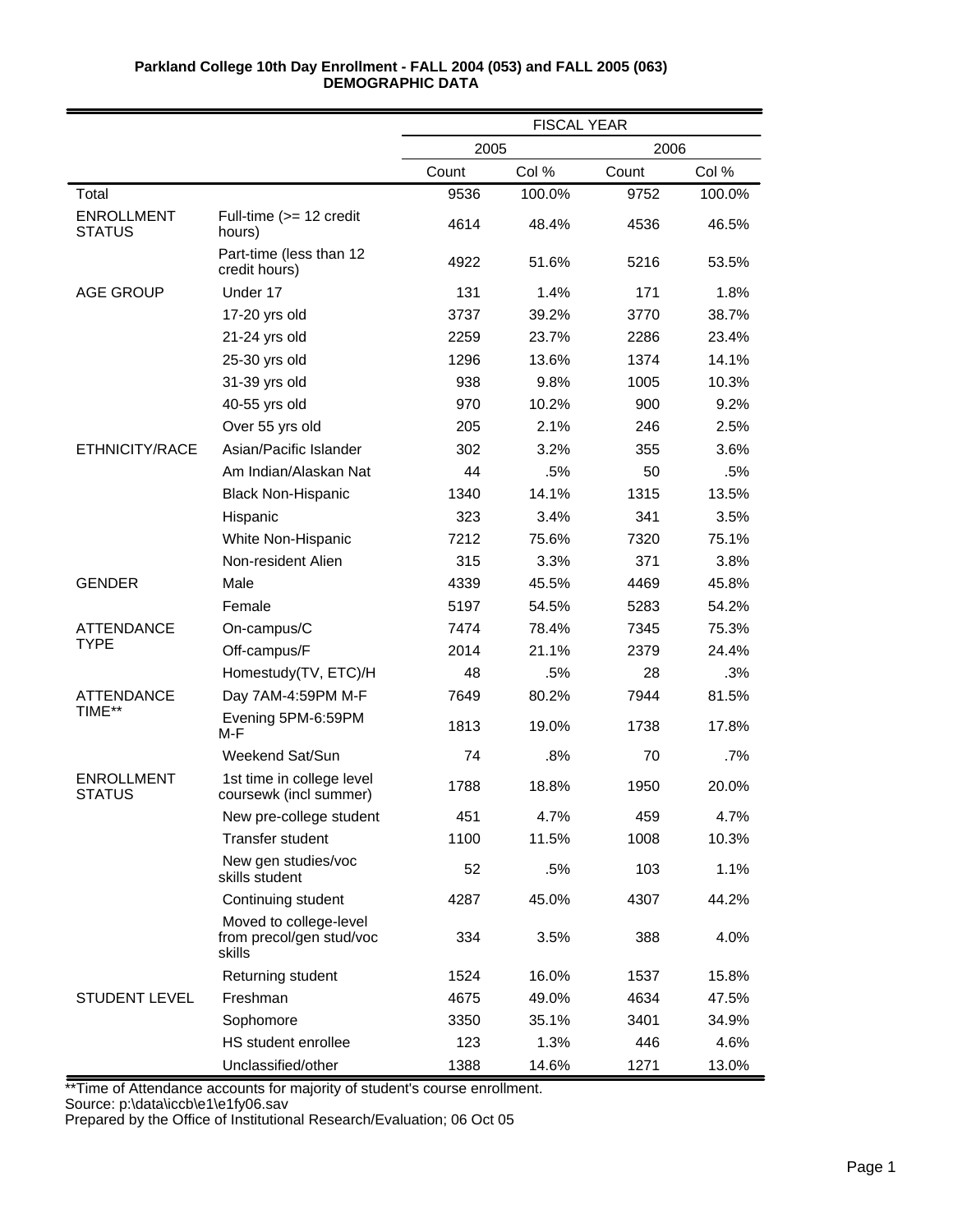**Parkland College 10th Day Enrollment - FALL 2004 (053) and FALL 2005 (063)**
**DEMOGRAPHIC DATA**

| | | FISCAL YEAR | | | |
|---|---|---|---|---|---|
| | | 2005 | | 2006 | |
| | | Count | Col % | Count | Col % |
| Total | | 9536 | 100.0% | 9752 | 100.0% |
| ENROLLMENT STATUS | Full-time (>= 12 credit hours) | 4614 | 48.4% | 4536 | 46.5% |
| | Part-time (less than 12 credit hours) | 4922 | 51.6% | 5216 | 53.5% |
| AGE GROUP | Under 17 | 131 | 1.4% | 171 | 1.8% |
| | 17-20 yrs old | 3737 | 39.2% | 3770 | 38.7% |
| | 21-24 yrs old | 2259 | 23.7% | 2286 | 23.4% |
| | 25-30 yrs old | 1296 | 13.6% | 1374 | 14.1% |
| | 31-39 yrs old | 938 | 9.8% | 1005 | 10.3% |
| | 40-55 yrs old | 970 | 10.2% | 900 | 9.2% |
| | Over 55 yrs old | 205 | 2.1% | 246 | 2.5% |
| ETHNICITY/RACE | Asian/Pacific Islander | 302 | 3.2% | 355 | 3.6% |
| | Am Indian/Alaskan Nat | 44 | .5% | 50 | .5% |
| | Black Non-Hispanic | 1340 | 14.1% | 1315 | 13.5% |
| | Hispanic | 323 | 3.4% | 341 | 3.5% |
| | White Non-Hispanic | 7212 | 75.6% | 7320 | 75.1% |
| | Non-resident Alien | 315 | 3.3% | 371 | 3.8% |
| GENDER | Male | 4339 | 45.5% | 4469 | 45.8% |
| | Female | 5197 | 54.5% | 5283 | 54.2% |
| ATTENDANCE TYPE | On-campus/C | 7474 | 78.4% | 7345 | 75.3% |
| | Off-campus/F | 2014 | 21.1% | 2379 | 24.4% |
| | Homestudy(TV, ETC)/H | 48 | .5% | 28 | .3% |
| ATTENDANCE TIME** | Day 7AM-4:59PM M-F | 7649 | 80.2% | 7944 | 81.5% |
| | Evening 5PM-6:59PM M-F | 1813 | 19.0% | 1738 | 17.8% |
| | Weekend Sat/Sun | 74 | .8% | 70 | .7% |
| ENROLLMENT STATUS | 1st time in college level coursewk (incl summer) | 1788 | 18.8% | 1950 | 20.0% |
| | New pre-college student | 451 | 4.7% | 459 | 4.7% |
| | Transfer student | 1100 | 11.5% | 1008 | 10.3% |
| | New gen studies/voc skills student | 52 | .5% | 103 | 1.1% |
| | Continuing student | 4287 | 45.0% | 4307 | 44.2% |
| | Moved to college-level from precol/gen stud/voc skills | 334 | 3.5% | 388 | 4.0% |
| | Returning student | 1524 | 16.0% | 1537 | 15.8% |
| STUDENT LEVEL | Freshman | 4675 | 49.0% | 4634 | 47.5% |
| | Sophomore | 3350 | 35.1% | 3401 | 34.9% |
| | HS student enrollee | 123 | 1.3% | 446 | 4.6% |
| | Unclassified/other | 1388 | 14.6% | 1271 | 13.0% |

**Time of Attendance accounts for majority of student's course enrollment.

Source: p:\data\iccb\e1\e1fy06.sav

Prepared by the Office of Institutional Research/Evaluation; 06 Oct 05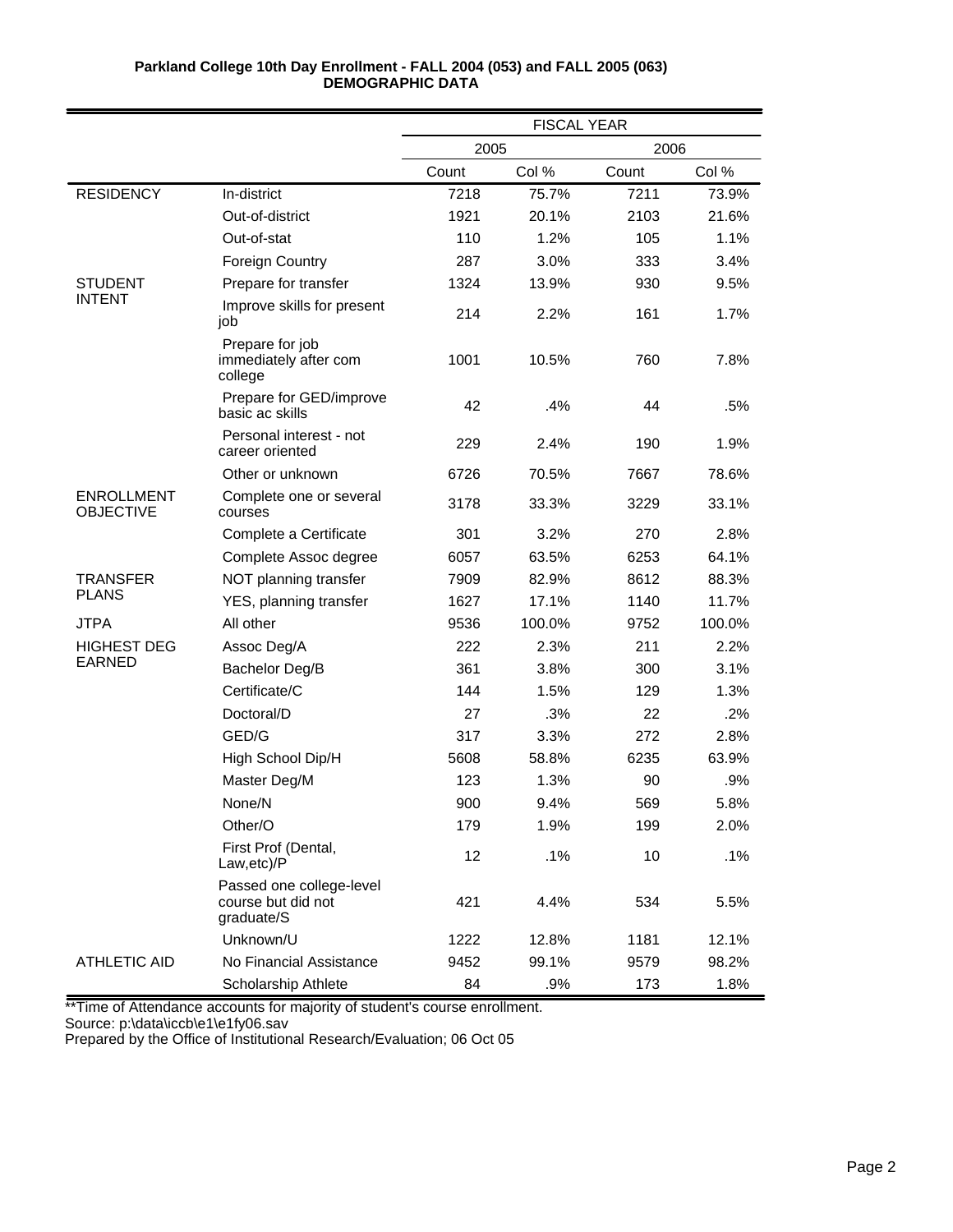**Parkland College 10th Day Enrollment - FALL 2004 (053) and FALL 2005 (063)**
**DEMOGRAPHIC DATA**

| | | FISCAL YEAR | | | |
|---|---|---|---|---|---|
| | | 2005 | | 2006 | |
| | | Count | Col % | Count | Col % |
| RESIDENCY | In-district | 7218 | 75.7% | 7211 | 73.9% |
| | Out-of-district | 1921 | 20.1% | 2103 | 21.6% |
| | Out-of-stat | 110 | 1.2% | 105 | 1.1% |
| | Foreign Country | 287 | 3.0% | 333 | 3.4% |
| STUDENT INTENT | Prepare for transfer | 1324 | 13.9% | 930 | 9.5% |
| | Improve skills for present job | 214 | 2.2% | 161 | 1.7% |
| | Prepare for job immediately after com college | 1001 | 10.5% | 760 | 7.8% |
| | Prepare for GED/improve basic ac skills | 42 | .4% | 44 | .5% |
| | Personal interest - not career oriented | 229 | 2.4% | 190 | 1.9% |
| | Other or unknown | 6726 | 70.5% | 7667 | 78.6% |
| ENROLLMENT OBJECTIVE | Complete one or several courses | 3178 | 33.3% | 3229 | 33.1% |
| | Complete a Certificate | 301 | 3.2% | 270 | 2.8% |
| | Complete Assoc degree | 6057 | 63.5% | 6253 | 64.1% |
| TRANSFER PLANS | NOT planning transfer | 7909 | 82.9% | 8612 | 88.3% |
| | YES, planning transfer | 1627 | 17.1% | 1140 | 11.7% |
| JTPA | All other | 9536 | 100.0% | 9752 | 100.0% |
| HIGHEST DEG EARNED | Assoc Deg/A | 222 | 2.3% | 211 | 2.2% |
| | Bachelor Deg/B | 361 | 3.8% | 300 | 3.1% |
| | Certificate/C | 144 | 1.5% | 129 | 1.3% |
| | Doctoral/D | 27 | .3% | 22 | .2% |
| | GED/G | 317 | 3.3% | 272 | 2.8% |
| | High School Dip/H | 5608 | 58.8% | 6235 | 63.9% |
| | Master Deg/M | 123 | 1.3% | 90 | .9% |
| | None/N | 900 | 9.4% | 569 | 5.8% |
| | Other/O | 179 | 1.9% | 199 | 2.0% |
| | First Prof (Dental, Law,etc)/P | 12 | .1% | 10 | .1% |
| | Passed one college-level course but did not graduate/S | 421 | 4.4% | 534 | 5.5% |
| | Unknown/U | 1222 | 12.8% | 1181 | 12.1% |
| ATHLETIC AID | No Financial Assistance | 9452 | 99.1% | 9579 | 98.2% |
| | Scholarship Athlete | 84 | .9% | 173 | 1.8% |

**Time of Attendance accounts for majority of student's course enrollment.

Source: p:\data\iccb\e1\e1fy06.sav

Prepared by the Office of Institutional Research/Evaluation; 06 Oct 05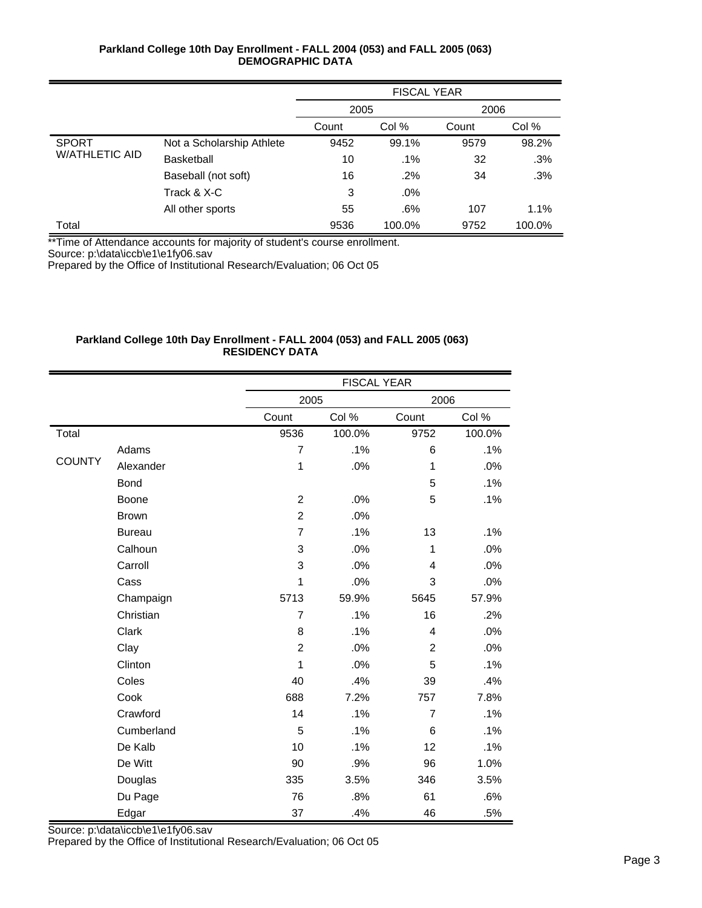**Parkland College 10th Day Enrollment - FALL 2004 (053) and FALL 2005 (063)**
**DEMOGRAPHIC DATA**

| | | FISCAL YEAR | | | |
|---|---|---|---|---|---|
| | | 2005 | | 2006 | |
| | | Count | Col % | Count | Col % |
| SPORT W/ATHLETIC AID | Not a Scholarship Athlete | 9452 | 99.1% | 9579 | 98.2% |
| | Basketball | 10 | .1% | 32 | .3% |
| | Baseball (not soft) | 16 | .2% | 34 | .3% |
| | Track & X-C | 3 | .0% | | |
| | All other sports | 55 | .6% | 107 | 1.1% |
| Total | | 9536 | 100.0% | 9752 | 100.0% |

**Time of Attendance accounts for majority of student's course enrollment.

Source: p:\data\iccb\e1\e1fy06.sav

Prepared by the Office of Institutional Research/Evaluation; 06 Oct 05

**Parkland College 10th Day Enrollment - FALL 2004 (053) and FALL 2005 (063)**
**RESIDENCY DATA**

| | | FISCAL YEAR | | | |
|---|---|---|---|---|---|
| | | 2005 | | 2006 | |
| | | Count | Col % | Count | Col % |
| Total | | 9536 | 100.0% | 9752 | 100.0% |
| COUNTY | Adams | 7 | .1% | 6 | .1% |
| | Alexander | 1 | .0% | 1 | .0% |
| | Bond | | | 5 | .1% |
| | Boone | 2 | .0% | 5 | .1% |
| | Brown | 2 | .0% | | |
| | Bureau | 7 | .1% | 13 | .1% |
| | Calhoun | 3 | .0% | 1 | .0% |
| | Carroll | 3 | .0% | 4 | .0% |
| | Cass | 1 | .0% | 3 | .0% |
| | Champaign | 5713 | 59.9% | 5645 | 57.9% |
| | Christian | 7 | .1% | 16 | .2% |
| | Clark | 8 | .1% | 4 | .0% |
| | Clay | 2 | .0% | 2 | .0% |
| | Clinton | 1 | .0% | 5 | .1% |
| | Coles | 40 | .4% | 39 | .4% |
| | Cook | 688 | 7.2% | 757 | 7.8% |
| | Crawford | 14 | .1% | 7 | .1% |
| | Cumberland | 5 | .1% | 6 | .1% |
| | De Kalb | 10 | .1% | 12 | .1% |
| | De Witt | 90 | .9% | 96 | 1.0% |
| | Douglas | 335 | 3.5% | 346 | 3.5% |
| | Du Page | 76 | .8% | 61 | .6% |
| | Edgar | 37 | .4% | 46 | .5% |

Source: p:\data\iccb\e1\e1fy06.sav

Prepared by the Office of Institutional Research/Evaluation; 06 Oct 05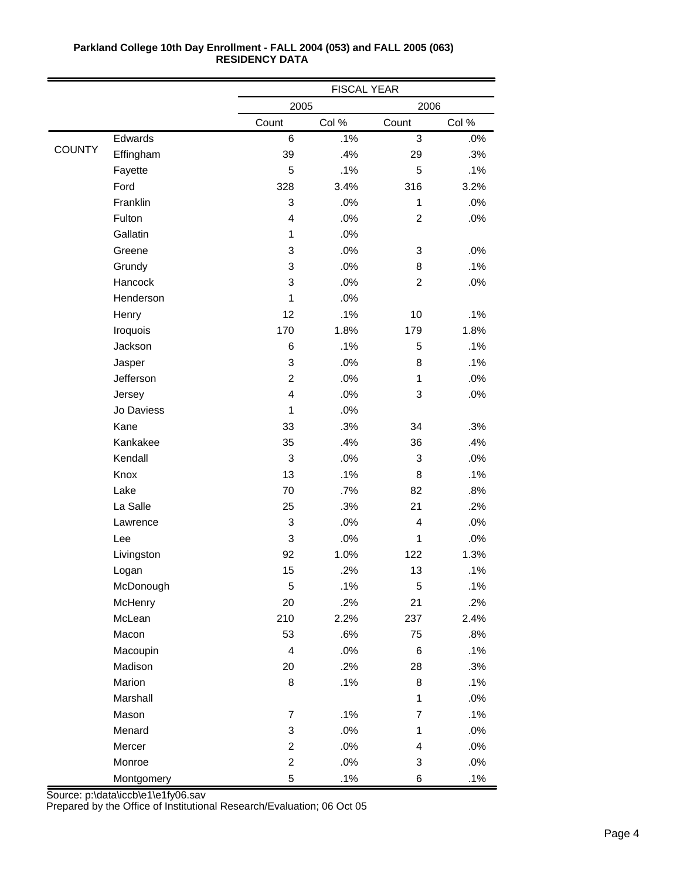**Parkland College 10th Day Enrollment - FALL 2004 (053) and FALL 2005 (063)**
**RESIDENCY DATA**

| | | FISCAL YEAR | | | |
|---|---|---|---|---|---|
| | | 2005 | | 2006 | |
| | | Count | Col % | Count | Col % |
| COUNTY | Edwards | 6 | .1% | 3 | .0% |
| | Effingham | 39 | .4% | 29 | .3% |
| | Fayette | 5 | .1% | 5 | .1% |
| | Ford | 328 | 3.4% | 316 | 3.2% |
| | Franklin | 3 | .0% | 1 | .0% |
| | Fulton | 4 | .0% | 2 | .0% |
| | Gallatin | 1 | .0% | | |
| | Greene | 3 | .0% | 3 | .0% |
| | Grundy | 3 | .0% | 8 | .1% |
| | Hancock | 3 | .0% | 2 | .0% |
| | Henderson | 1 | .0% | | |
| | Henry | 12 | .1% | 10 | .1% |
| | Iroquois | 170 | 1.8% | 179 | 1.8% |
| | Jackson | 6 | .1% | 5 | .1% |
| | Jasper | 3 | .0% | 8 | .1% |
| | Jefferson | 2 | .0% | 1 | .0% |
| | Jersey | 4 | .0% | 3 | .0% |
| | Jo Daviess | 1 | .0% | | |
| | Kane | 33 | .3% | 34 | .3% |
| | Kankakee | 35 | .4% | 36 | .4% |
| | Kendall | 3 | .0% | 3 | .0% |
| | Knox | 13 | .1% | 8 | .1% |
| | Lake | 70 | .7% | 82 | .8% |
| | La Salle | 25 | .3% | 21 | .2% |
| | Lawrence | 3 | .0% | 4 | .0% |
| | Lee | 3 | .0% | 1 | .0% |
| | Livingston | 92 | 1.0% | 122 | 1.3% |
| | Logan | 15 | .2% | 13 | .1% |
| | McDonough | 5 | .1% | 5 | .1% |
| | McHenry | 20 | .2% | 21 | .2% |
| | McLean | 210 | 2.2% | 237 | 2.4% |
| | Macon | 53 | .6% | 75 | .8% |
| | Macoupin | 4 | .0% | 6 | .1% |
| | Madison | 20 | .2% | 28 | .3% |
| | Marion | 8 | .1% | 8 | .1% |
| | Marshall | | | 1 | .0% |
| | Mason | 7 | .1% | 7 | .1% |
| | Menard | 3 | .0% | 1 | .0% |
| | Mercer | 2 | .0% | 4 | .0% |
| | Monroe | 2 | .0% | 3 | .0% |
| | Montgomery | 5 | .1% | 6 | .1% |

Source: p:\data\iccb\e1\e1fy06.sav
Prepared by the Office of Institutional Research/Evaluation; 06 Oct 05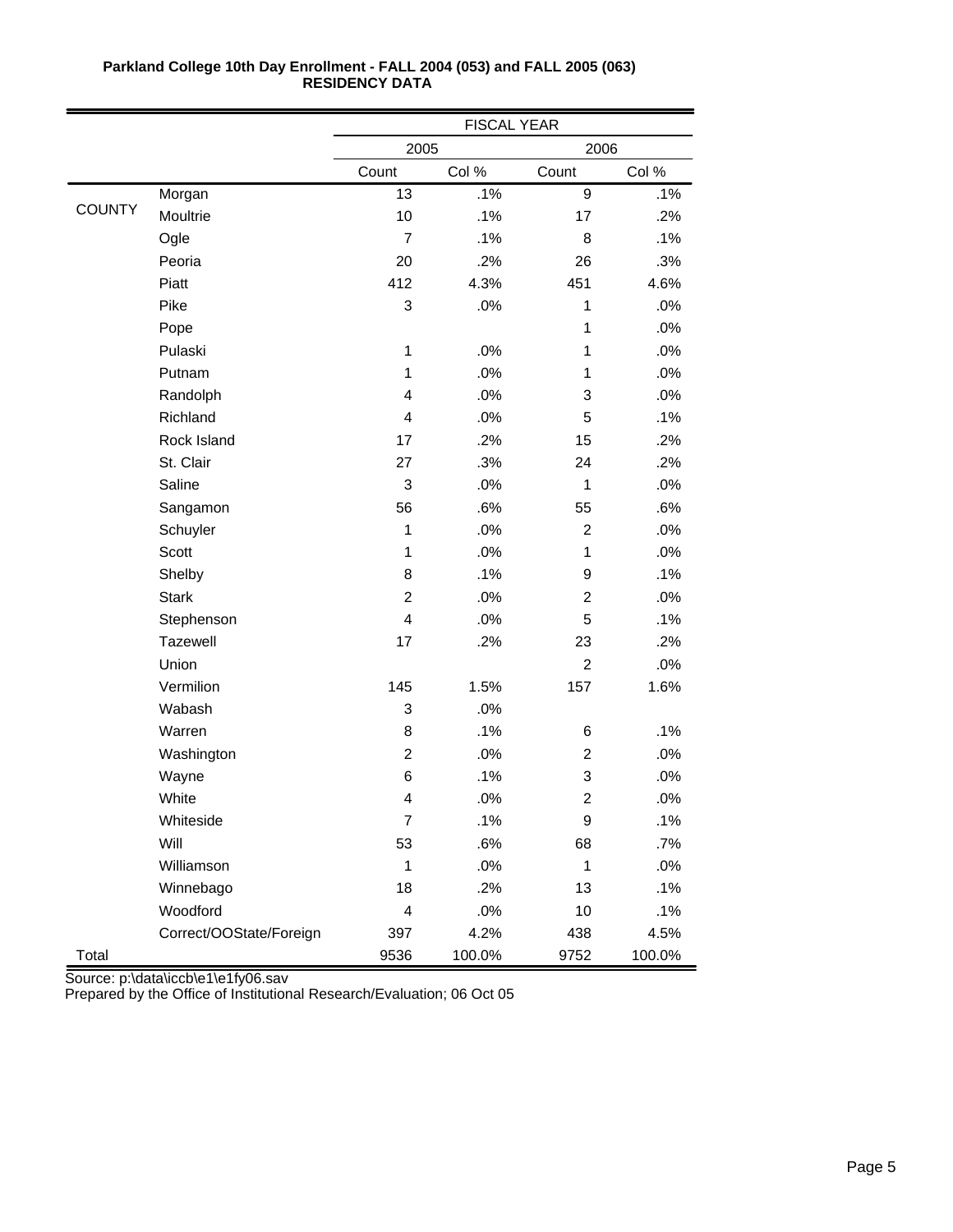**Parkland College 10th Day Enrollment - FALL 2004 (053) and FALL 2005 (063)**
**RESIDENCY DATA**

| | | FISCAL YEAR | | | |
|---|---|---|---|---|---|
| | | 2005 | | 2006 | |
| | | Count | Col % | Count | Col % |
| COUNTY | Morgan | 13 | .1% | 9 | .1% |
| | Moultrie | 10 | .1% | 17 | .2% |
| | Ogle | 7 | .1% | 8 | .1% |
| | Peoria | 20 | .2% | 26 | .3% |
| | Piatt | 412 | 4.3% | 451 | 4.6% |
| | Pike | 3 | .0% | 1 | .0% |
| | Pope | | | 1 | .0% |
| | Pulaski | 1 | .0% | 1 | .0% |
| | Putnam | 1 | .0% | 1 | .0% |
| | Randolph | 4 | .0% | 3 | .0% |
| | Richland | 4 | .0% | 5 | .1% |
| | Rock Island | 17 | .2% | 15 | .2% |
| | St. Clair | 27 | .3% | 24 | .2% |
| | Saline | 3 | .0% | 1 | .0% |
| | Sangamon | 56 | .6% | 55 | .6% |
| | Schuyler | 1 | .0% | 2 | .0% |
| | Scott | 1 | .0% | 1 | .0% |
| | Shelby | 8 | .1% | 9 | .1% |
| | Stark | 2 | .0% | 2 | .0% |
| | Stephenson | 4 | .0% | 5 | .1% |
| | Tazewell | 17 | .2% | 23 | .2% |
| | Union | | | 2 | .0% |
| | Vermilion | 145 | 1.5% | 157 | 1.6% |
| | Wabash | 3 | .0% | | |
| | Warren | 8 | .1% | 6 | .1% |
| | Washington | 2 | .0% | 2 | .0% |
| | Wayne | 6 | .1% | 3 | .0% |
| | White | 4 | .0% | 2 | .0% |
| | Whiteside | 7 | .1% | 9 | .1% |
| | Will | 53 | .6% | 68 | .7% |
| | Williamson | 1 | .0% | 1 | .0% |
| | Winnebago | 18 | .2% | 13 | .1% |
| | Woodford | 4 | .0% | 10 | .1% |
| | Correct/OOState/Foreign | 397 | 4.2% | 438 | 4.5% |
| Total | | 9536 | 100.0% | 9752 | 100.0% |

Source: p:\data\iccb\e1\e1fy06.sav
Prepared by the Office of Institutional Research/Evaluation; 06 Oct 05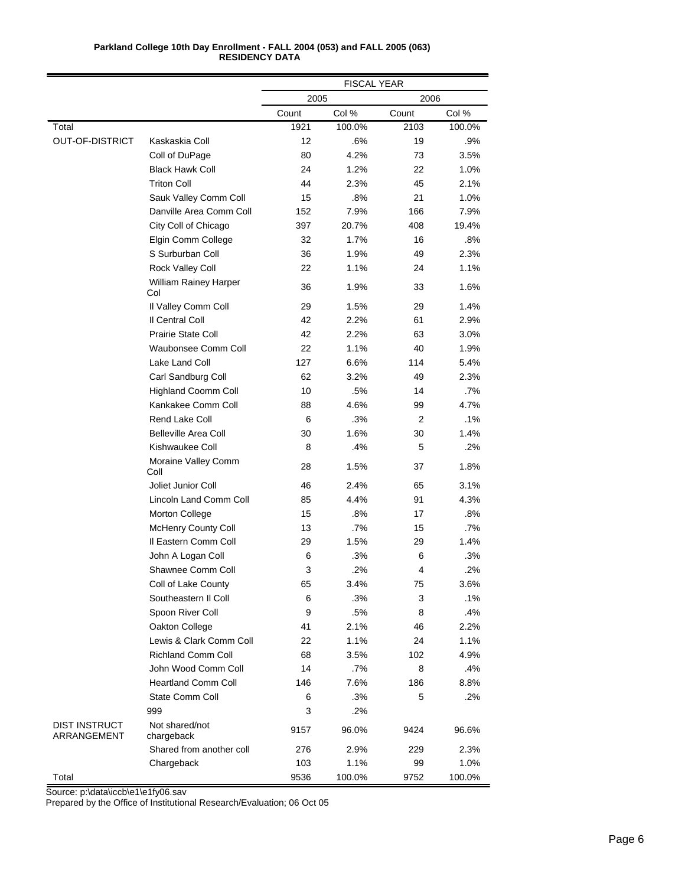**Parkland College 10th Day Enrollment - FALL 2004 (053) and FALL 2005 (063)**
**RESIDENCY DATA**

| | | FISCAL YEAR | | | |
|---|---|---|---|---|---|
| | | 2005 | | 2006 | |
| | | Count | Col % | Count | Col % |
| Total | | 1921 | 100.0% | 2103 | 100.0% |
| OUT-OF-DISTRICT | Kaskaskia Coll | 12 | .6% | 19 | .9% |
| | Coll of DuPage | 80 | 4.2% | 73 | 3.5% |
| | Black Hawk Coll | 24 | 1.2% | 22 | 1.0% |
| | Triton Coll | 44 | 2.3% | 45 | 2.1% |
| | Sauk Valley Comm Coll | 15 | .8% | 21 | 1.0% |
| | Danville Area Comm Coll | 152 | 7.9% | 166 | 7.9% |
| | City Coll of Chicago | 397 | 20.7% | 408 | 19.4% |
| | Elgin Comm College | 32 | 1.7% | 16 | .8% |
| | S Surburban Coll | 36 | 1.9% | 49 | 2.3% |
| | Rock Valley Coll | 22 | 1.1% | 24 | 1.1% |
| | William Rainey Harper Col | 36 | 1.9% | 33 | 1.6% |
| | Il Valley Comm Coll | 29 | 1.5% | 29 | 1.4% |
| | Il Central Coll | 42 | 2.2% | 61 | 2.9% |
| | Prairie State Coll | 42 | 2.2% | 63 | 3.0% |
| | Waubonsee Comm Coll | 22 | 1.1% | 40 | 1.9% |
| | Lake Land Coll | 127 | 6.6% | 114 | 5.4% |
| | Carl Sandburg Coll | 62 | 3.2% | 49 | 2.3% |
| | Highland Coomm Coll | 10 | .5% | 14 | .7% |
| | Kankakee Comm Coll | 88 | 4.6% | 99 | 4.7% |
| | Rend Lake Coll | 6 | .3% | 2 | .1% |
| | Belleville Area Coll | 30 | 1.6% | 30 | 1.4% |
| | Kishwaukee Coll | 8 | .4% | 5 | .2% |
| | Moraine Valley Comm Coll | 28 | 1.5% | 37 | 1.8% |
| | Joliet Junior Coll | 46 | 2.4% | 65 | 3.1% |
| | Lincoln Land Comm Coll | 85 | 4.4% | 91 | 4.3% |
| | Morton College | 15 | .8% | 17 | .8% |
| | McHenry County Coll | 13 | .7% | 15 | .7% |
| | Il Eastern Comm Coll | 29 | 1.5% | 29 | 1.4% |
| | John A Logan Coll | 6 | .3% | 6 | .3% |
| | Shawnee Comm Coll | 3 | .2% | 4 | .2% |
| | Coll of Lake County | 65 | 3.4% | 75 | 3.6% |
| | Southeastern Il Coll | 6 | .3% | 3 | .1% |
| | Spoon River Coll | 9 | .5% | 8 | .4% |
| | Oakton College | 41 | 2.1% | 46 | 2.2% |
| | Lewis & Clark Comm Coll | 22 | 1.1% | 24 | 1.1% |
| | Richland Comm Coll | 68 | 3.5% | 102 | 4.9% |
| | John Wood Comm Coll | 14 | .7% | 8 | .4% |
| | Heartland Comm Coll | 146 | 7.6% | 186 | 8.8% |
| | State Comm Coll | 6 | .3% | 5 | .2% |
| | 999 | 3 | .2% | | |
| DIST INSTRUCT ARRANGEMENT | Not shared/not chargeback | 9157 | 96.0% | 9424 | 96.6% |
| | Shared from another coll | 276 | 2.9% | 229 | 2.3% |
| | Chargeback | 103 | 1.1% | 99 | 1.0% |
| Total | | 9536 | 100.0% | 9752 | 100.0% |

Source: p:\data\iccb\e1\e1fy06.sav
Prepared by the Office of Institutional Research/Evaluation; 06 Oct 05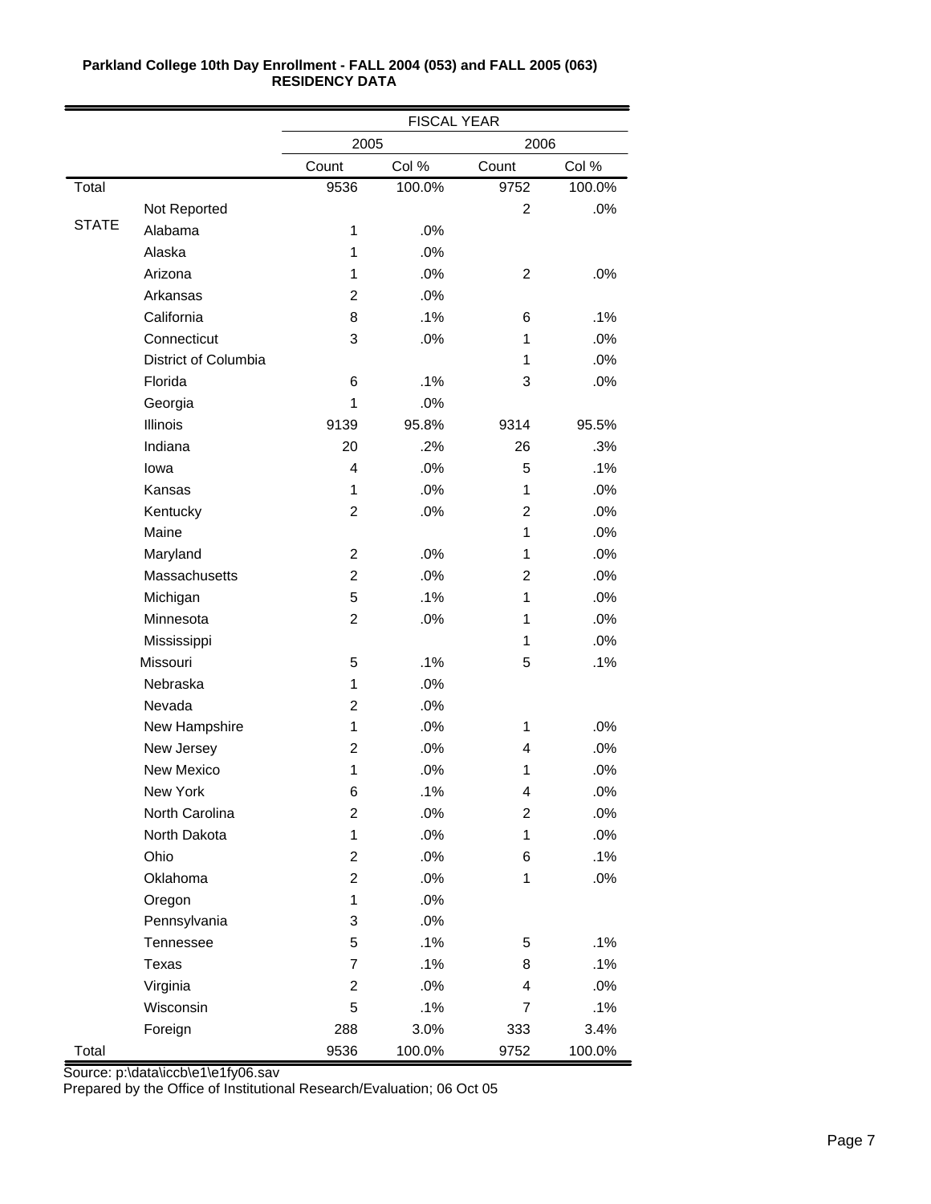**Parkland College 10th Day Enrollment - FALL 2004 (053) and FALL 2005 (063)**
**RESIDENCY DATA**

| | | FISCAL YEAR | | | |
|---|---|---|---|---|---|
| | | 2005 | | 2006 | |
| | | Count | Col % | Count | Col % |
| Total | | 9536 | 100.0% | 9752 | 100.0% |
| STATE | Not Reported | | | 2 | .0% |
| | Alabama | 1 | .0% | | |
| | Alaska | 1 | .0% | | |
| | Arizona | 1 | .0% | 2 | .0% |
| | Arkansas | 2 | .0% | | |
| | California | 8 | .1% | 6 | .1% |
| | Connecticut | 3 | .0% | 1 | .0% |
| | District of Columbia | | | 1 | .0% |
| | Florida | 6 | .1% | 3 | .0% |
| | Georgia | 1 | .0% | | |
| | Illinois | 9139 | 95.8% | 9314 | 95.5% |
| | Indiana | 20 | .2% | 26 | .3% |
| | Iowa | 4 | .0% | 5 | .1% |
| | Kansas | 1 | .0% | 1 | .0% |
| | Kentucky | 2 | .0% | 2 | .0% |
| | Maine | | | 1 | .0% |
| | Maryland | 2 | .0% | 1 | .0% |
| | Massachusetts | 2 | .0% | 2 | .0% |
| | Michigan | 5 | .1% | 1 | .0% |
| | Minnesota | 2 | .0% | 1 | .0% |
| | Mississippi | | | 1 | .0% |
| | Missouri | 5 | .1% | 5 | .1% |
| | Nebraska | 1 | .0% | | |
| | Nevada | 2 | .0% | | |
| | New Hampshire | 1 | .0% | 1 | .0% |
| | New Jersey | 2 | .0% | 4 | .0% |
| | New Mexico | 1 | .0% | 1 | .0% |
| | New York | 6 | .1% | 4 | .0% |
| | North Carolina | 2 | .0% | 2 | .0% |
| | North Dakota | 1 | .0% | 1 | .0% |
| | Ohio | 2 | .0% | 6 | .1% |
| | Oklahoma | 2 | .0% | 1 | .0% |
| | Oregon | 1 | .0% | | |
| | Pennsylvania | 3 | .0% | | |
| | Tennessee | 5 | .1% | 5 | .1% |
| | Texas | 7 | .1% | 8 | .1% |
| | Virginia | 2 | .0% | 4 | .0% |
| | Wisconsin | 5 | .1% | 7 | .1% |
| | Foreign | 288 | 3.0% | 333 | 3.4% |
| Total | | 9536 | 100.0% | 9752 | 100.0% |

Source: p:\data\iccb\e1\e1fy06.sav
Prepared by the Office of Institutional Research/Evaluation; 06 Oct 05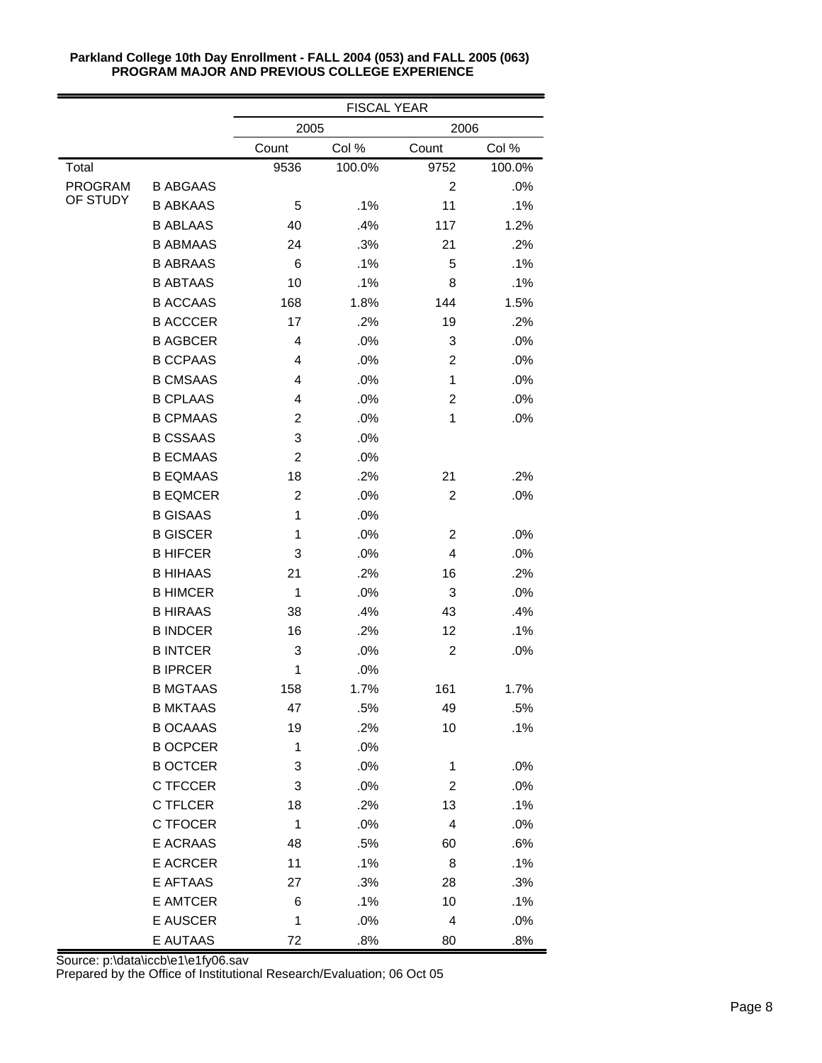**Parkland College 10th Day Enrollment - FALL 2004 (053) and FALL 2005 (063)**
**PROGRAM MAJOR AND PREVIOUS COLLEGE EXPERIENCE**

| | | FISCAL YEAR | | | |
|---|---|---|---|---|---|
| | | 2005 | | 2006 | |
| | | Count | Col % | Count | Col % |
| Total | | 9536 | 100.0% | 9752 | 100.0% |
| PROGRAM OF STUDY | B ABGAAS | | | 2 | .0% |
| | B ABKAAS | 5 | .1% | 11 | .1% |
| | B ABLAAS | 40 | .4% | 117 | 1.2% |
| | B ABMAAS | 24 | .3% | 21 | .2% |
| | B ABRAAS | 6 | .1% | 5 | .1% |
| | B ABTAAS | 10 | .1% | 8 | .1% |
| | B ACCAAS | 168 | 1.8% | 144 | 1.5% |
| | B ACCCER | 17 | .2% | 19 | .2% |
| | B AGBCER | 4 | .0% | 3 | .0% |
| | B CCPAAS | 4 | .0% | 2 | .0% |
| | B CMSAAS | 4 | .0% | 1 | .0% |
| | B CPLAAS | 4 | .0% | 2 | .0% |
| | B CPMAAS | 2 | .0% | 1 | .0% |
| | B CSSAAS | 3 | .0% | | |
| | B ECMAAS | 2 | .0% | | |
| | B EQMAAS | 18 | .2% | 21 | .2% |
| | B EQMCER | 2 | .0% | 2 | .0% |
| | B GISAAS | 1 | .0% | | |
| | B GISCER | 1 | .0% | 2 | .0% |
| | B HIFCER | 3 | .0% | 4 | .0% |
| | B HIHAAS | 21 | .2% | 16 | .2% |
| | B HIMCER | 1 | .0% | 3 | .0% |
| | B HIRAAS | 38 | .4% | 43 | .4% |
| | B INDCER | 16 | .2% | 12 | .1% |
| | B INTCER | 3 | .0% | 2 | .0% |
| | B IPRCER | 1 | .0% | | |
| | B MGTAAS | 158 | 1.7% | 161 | 1.7% |
| | B MKTAAS | 47 | .5% | 49 | .5% |
| | B OCAAAS | 19 | .2% | 10 | .1% |
| | B OCPCER | 1 | .0% | | |
| | B OCTCER | 3 | .0% | 1 | .0% |
| | C TFCCER | 3 | .0% | 2 | .0% |
| | C TFLCER | 18 | .2% | 13 | .1% |
| | C TFOCER | 1 | .0% | 4 | .0% |
| | E ACRAAS | 48 | .5% | 60 | .6% |
| | E ACRCER | 11 | .1% | 8 | .1% |
| | E AFTAAS | 27 | .3% | 28 | .3% |
| | E AMTCER | 6 | .1% | 10 | .1% |
| | E AUSCER | 1 | .0% | 4 | .0% |
| | E AUTAAS | 72 | .8% | 80 | .8% |

Source: p:\data\iccb\e1\e1fy06.sav
Prepared by the Office of Institutional Research/Evaluation; 06 Oct 05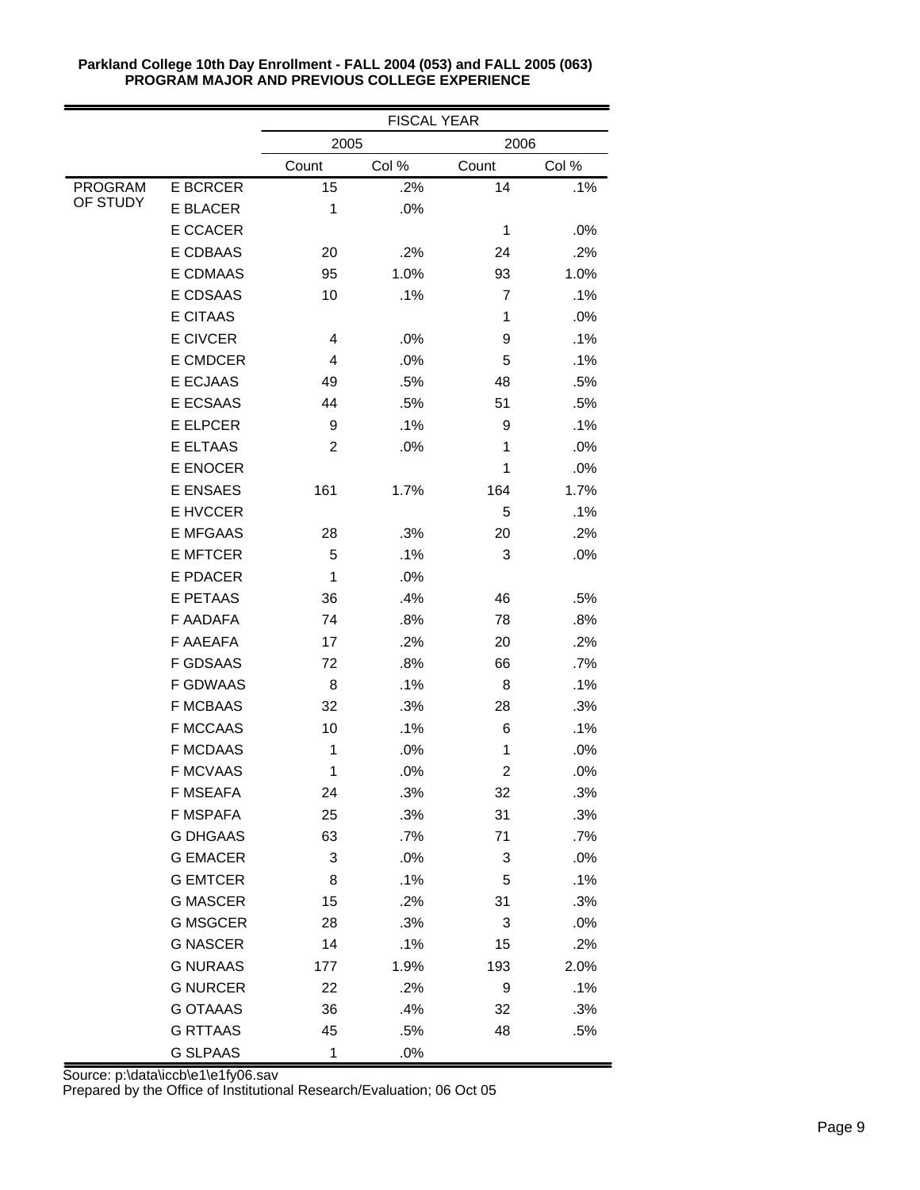**Parkland College 10th Day Enrollment - FALL 2004 (053) and FALL 2005 (063)**
**PROGRAM MAJOR AND PREVIOUS COLLEGE EXPERIENCE**

| | | FISCAL YEAR | | | |
|---|---|---|---|---|---|
| | | 2005 | | 2006 | |
| | | Count | Col % | Count | Col % |
| PROGRAM OF STUDY | E BCRCER | 15 | .2% | 14 | .1% |
| | E BLACER | 1 | .0% | | |
| | E CCACER | | | 1 | .0% |
| | E CDBAAS | 20 | .2% | 24 | .2% |
| | E CDMAAS | 95 | 1.0% | 93 | 1.0% |
| | E CDSAAS | 10 | .1% | 7 | .1% |
| | E CITAAS | | | 1 | .0% |
| | E CIVCER | 4 | .0% | 9 | .1% |
| | E CMDCER | 4 | .0% | 5 | .1% |
| | E ECJAAS | 49 | .5% | 48 | .5% |
| | E ECSAAS | 44 | .5% | 51 | .5% |
| | E ELPCER | 9 | .1% | 9 | .1% |
| | E ELTAAS | 2 | .0% | 1 | .0% |
| | E ENOCER | | | 1 | .0% |
| | E ENSAES | 161 | 1.7% | 164 | 1.7% |
| | E HVCCER | | | 5 | .1% |
| | E MFGAAS | 28 | .3% | 20 | .2% |
| | E MFTCER | 5 | .1% | 3 | .0% |
| | E PDACER | 1 | .0% | | |
| | E PETAAS | 36 | .4% | 46 | .5% |
| | F AADAFA | 74 | .8% | 78 | .8% |
| | F AAEAFA | 17 | .2% | 20 | .2% |
| | F GDSAAS | 72 | .8% | 66 | .7% |
| | F GDWAAS | 8 | .1% | 8 | .1% |
| | F MCBAAS | 32 | .3% | 28 | .3% |
| | F MCCAAS | 10 | .1% | 6 | .1% |
| | F MCDAAS | 1 | .0% | 1 | .0% |
| | F MCVAAS | 1 | .0% | 2 | .0% |
| | F MSEAFA | 24 | .3% | 32 | .3% |
| | F MSPAFA | 25 | .3% | 31 | .3% |
| | G DHGAAS | 63 | .7% | 71 | .7% |
| | G EMACER | 3 | .0% | 3 | .0% |
| | G EMTCER | 8 | .1% | 5 | .1% |
| | G MASCER | 15 | .2% | 31 | .3% |
| | G MSGCER | 28 | .3% | 3 | .0% |
| | G NASCER | 14 | .1% | 15 | .2% |
| | G NURAAS | 177 | 1.9% | 193 | 2.0% |
| | G NURCER | 22 | .2% | 9 | .1% |
| | G OTAAAS | 36 | .4% | 32 | .3% |
| | G RTTAAS | 45 | .5% | 48 | .5% |
| | G SLPAAS | 1 | .0% | | |

Source: p:\data\iccb\e1\e1fy06.sav
Prepared by the Office of Institutional Research/Evaluation; 06 Oct 05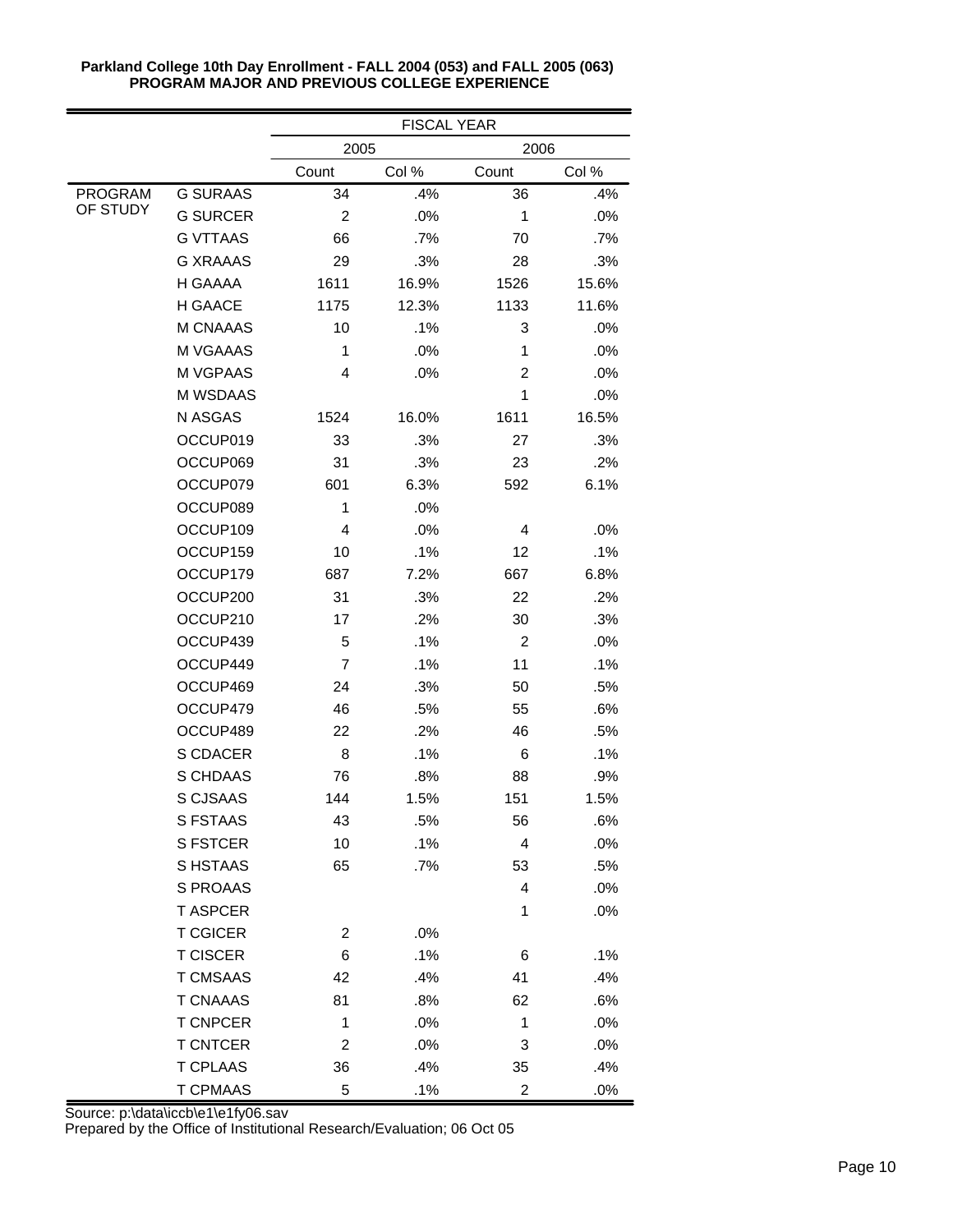**Parkland College 10th Day Enrollment - FALL 2004 (053) and FALL 2005 (063)**
**PROGRAM MAJOR AND PREVIOUS COLLEGE EXPERIENCE**

| | | FISCAL YEAR | | | |
|---|---|---|---|---|---|
| | | 2005 | | 2006 | |
| | | Count | Col % | Count | Col % |
| PROGRAM OF STUDY | G SURAAS | 34 | .4% | 36 | .4% |
| | G SURCER | 2 | .0% | 1 | .0% |
| | G VTTAAS | 66 | .7% | 70 | .7% |
| | G XRAAAS | 29 | .3% | 28 | .3% |
| | H GAAAA | 1611 | 16.9% | 1526 | 15.6% |
| | H GAACE | 1175 | 12.3% | 1133 | 11.6% |
| | M CNAAAS | 10 | .1% | 3 | .0% |
| | M VGAAAS | 1 | .0% | 1 | .0% |
| | M VGPAAS | 4 | .0% | 2 | .0% |
| | M WSDAAS | | | 1 | .0% |
| | N ASGAS | 1524 | 16.0% | 1611 | 16.5% |
| | OCCUP019 | 33 | .3% | 27 | .3% |
| | OCCUP069 | 31 | .3% | 23 | .2% |
| | OCCUP079 | 601 | 6.3% | 592 | 6.1% |
| | OCCUP089 | 1 | .0% | | |
| | OCCUP109 | 4 | .0% | 4 | .0% |
| | OCCUP159 | 10 | .1% | 12 | .1% |
| | OCCUP179 | 687 | 7.2% | 667 | 6.8% |
| | OCCUP200 | 31 | .3% | 22 | .2% |
| | OCCUP210 | 17 | .2% | 30 | .3% |
| | OCCUP439 | 5 | .1% | 2 | .0% |
| | OCCUP449 | 7 | .1% | 11 | .1% |
| | OCCUP469 | 24 | .3% | 50 | .5% |
| | OCCUP479 | 46 | .5% | 55 | .6% |
| | OCCUP489 | 22 | .2% | 46 | .5% |
| | S CDACER | 8 | .1% | 6 | .1% |
| | S CHDAAS | 76 | .8% | 88 | .9% |
| | S CJSAAS | 144 | 1.5% | 151 | 1.5% |
| | S FSTAAS | 43 | .5% | 56 | .6% |
| | S FSTCER | 10 | .1% | 4 | .0% |
| | S HSTAAS | 65 | .7% | 53 | .5% |
| | S PROAAS | | | 4 | .0% |
| | T ASPCER | | | 1 | .0% |
| | T CGICER | 2 | .0% | | |
| | T CISCER | 6 | .1% | 6 | .1% |
| | T CMSAAS | 42 | .4% | 41 | .4% |
| | T CNAAAS | 81 | .8% | 62 | .6% |
| | T CNPCER | 1 | .0% | 1 | .0% |
| | T CNTCER | 2 | .0% | 3 | .0% |
| | T CPLAAS | 36 | .4% | 35 | .4% |
| | T CPMAAS | 5 | .1% | 2 | .0% |

Source: p:\data\iccb\e1\e1fy06.sav
Prepared by the Office of Institutional Research/Evaluation; 06 Oct 05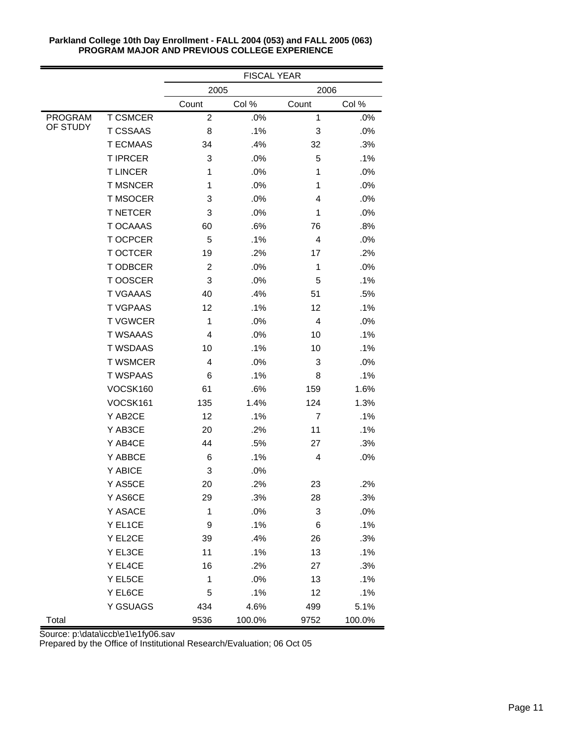**Parkland College 10th Day Enrollment - FALL 2004 (053) and FALL 2005 (063)**
**PROGRAM MAJOR AND PREVIOUS COLLEGE EXPERIENCE**

| | | FISCAL YEAR | | | |
|---|---|---|---|---|---|
| | | 2005 | | 2006 | |
| | | Count | Col % | Count | Col % |
| PROGRAM OF STUDY | T CSMCER | 2 | .0% | 1 | .0% |
| | T CSSAAS | 8 | .1% | 3 | .0% |
| | T ECMAAS | 34 | .4% | 32 | .3% |
| | T IPRCER | 3 | .0% | 5 | .1% |
| | T LINCER | 1 | .0% | 1 | .0% |
| | T MSNCER | 1 | .0% | 1 | .0% |
| | T MSOCER | 3 | .0% | 4 | .0% |
| | T NETCER | 3 | .0% | 1 | .0% |
| | T OCAAAS | 60 | .6% | 76 | .8% |
| | T OCPCER | 5 | .1% | 4 | .0% |
| | T OCTCER | 19 | .2% | 17 | .2% |
| | T ODBCER | 2 | .0% | 1 | .0% |
| | T OOSCER | 3 | .0% | 5 | .1% |
| | T VGAAAS | 40 | .4% | 51 | .5% |
| | T VGPAAS | 12 | .1% | 12 | .1% |
| | T VGWCER | 1 | .0% | 4 | .0% |
| | T WSAAAS | 4 | .0% | 10 | .1% |
| | T WSDAAS | 10 | .1% | 10 | .1% |
| | T WSMCER | 4 | .0% | 3 | .0% |
| | T WSPAAS | 6 | .1% | 8 | .1% |
| | VOCSK160 | 61 | .6% | 159 | 1.6% |
| | VOCSK161 | 135 | 1.4% | 124 | 1.3% |
| | Y AB2CE | 12 | .1% | 7 | .1% |
| | Y AB3CE | 20 | .2% | 11 | .1% |
| | Y AB4CE | 44 | .5% | 27 | .3% |
| | Y ABBCE | 6 | .1% | 4 | .0% |
| | Y ABICE | 3 | .0% | | |
| | Y AS5CE | 20 | .2% | 23 | .2% |
| | Y AS6CE | 29 | .3% | 28 | .3% |
| | Y ASACE | 1 | .0% | 3 | .0% |
| | Y EL1CE | 9 | .1% | 6 | .1% |
| | Y EL2CE | 39 | .4% | 26 | .3% |
| | Y EL3CE | 11 | .1% | 13 | .1% |
| | Y EL4CE | 16 | .2% | 27 | .3% |
| | Y EL5CE | 1 | .0% | 13 | .1% |
| | Y EL6CE | 5 | .1% | 12 | .1% |
| | Y GSUAGS | 434 | 4.6% | 499 | 5.1% |
| Total | | 9536 | 100.0% | 9752 | 100.0% |

Source: p:\data\iccb\e1\e1fy06.sav

Prepared by the Office of Institutional Research/Evaluation; 06 Oct 05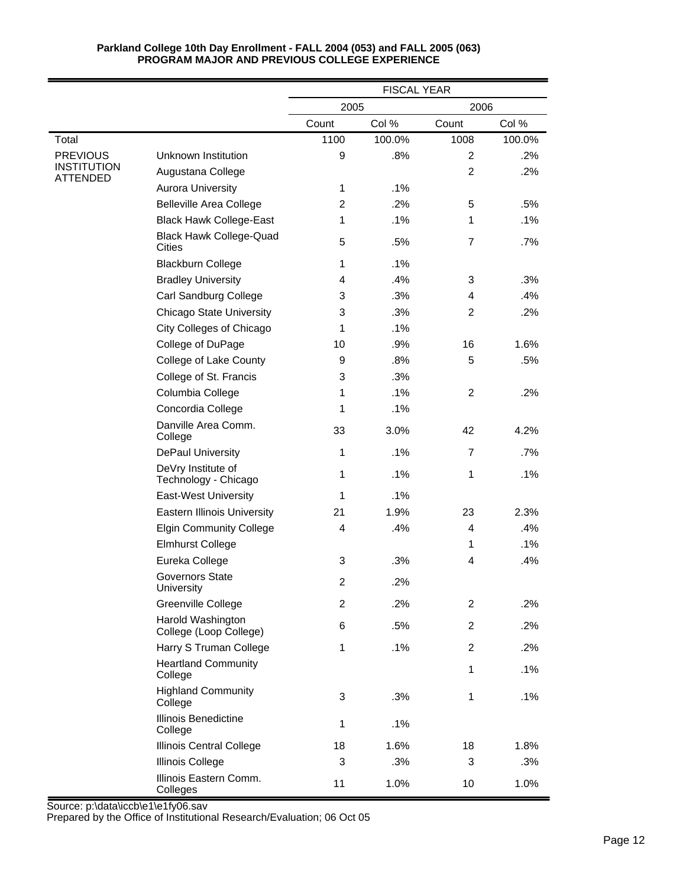**Parkland College 10th Day Enrollment - FALL 2004 (053) and FALL 2005 (063)**
**PROGRAM MAJOR AND PREVIOUS COLLEGE EXPERIENCE**

| | | FISCAL YEAR | | | |
|---|---|---|---|---|---|
| | | 2005 | | 2006 | |
| | | Count | Col % | Count | Col % |
| Total | | 1100 | 100.0% | 1008 | 100.0% |
| PREVIOUS INSTITUTION ATTENDED | Unknown Institution | 9 | .8% | 2 | .2% |
| | Augustana College | | | 2 | .2% |
| | Aurora University | 1 | .1% | | |
| | Belleville Area College | 2 | .2% | 5 | .5% |
| | Black Hawk College-East | 1 | .1% | 1 | .1% |
| | Black Hawk College-Quad Cities | 5 | .5% | 7 | .7% |
| | Blackburn College | 1 | .1% | | |
| | Bradley University | 4 | .4% | 3 | .3% |
| | Carl Sandburg College | 3 | .3% | 4 | .4% |
| | Chicago State University | 3 | .3% | 2 | .2% |
| | City Colleges of Chicago | 1 | .1% | | |
| | College of DuPage | 10 | .9% | 16 | 1.6% |
| | College of Lake County | 9 | .8% | 5 | .5% |
| | College of St. Francis | 3 | .3% | | |
| | Columbia College | 1 | .1% | 2 | .2% |
| | Concordia College | 1 | .1% | | |
| | Danville Area Comm. College | 33 | 3.0% | 42 | 4.2% |
| | DePaul University | 1 | .1% | 7 | .7% |
| | DeVry Institute of Technology - Chicago | 1 | .1% | 1 | .1% |
| | East-West University | 1 | .1% | | |
| | Eastern Illinois University | 21 | 1.9% | 23 | 2.3% |
| | Elgin Community College | 4 | .4% | 4 | .4% |
| | Elmhurst College | | | 1 | .1% |
| | Eureka College | 3 | .3% | 4 | .4% |
| | Governors State University | 2 | .2% | | |
| | Greenville College | 2 | .2% | 2 | .2% |
| | Harold Washington College (Loop College) | 6 | .5% | 2 | .2% |
| | Harry S Truman College | 1 | .1% | 2 | .2% |
| | Heartland Community College | | | 1 | .1% |
| | Highland Community College | 3 | .3% | 1 | .1% |
| | Illinois Benedictine College | 1 | .1% | | |
| | Illinois Central College | 18 | 1.6% | 18 | 1.8% |
| | Illinois College | 3 | .3% | 3 | .3% |
| | Illinois Eastern Comm. Colleges | 11 | 1.0% | 10 | 1.0% |

Source: p:\data\iccb\e1\e1fy06.sav
Prepared by the Office of Institutional Research/Evaluation; 06 Oct 05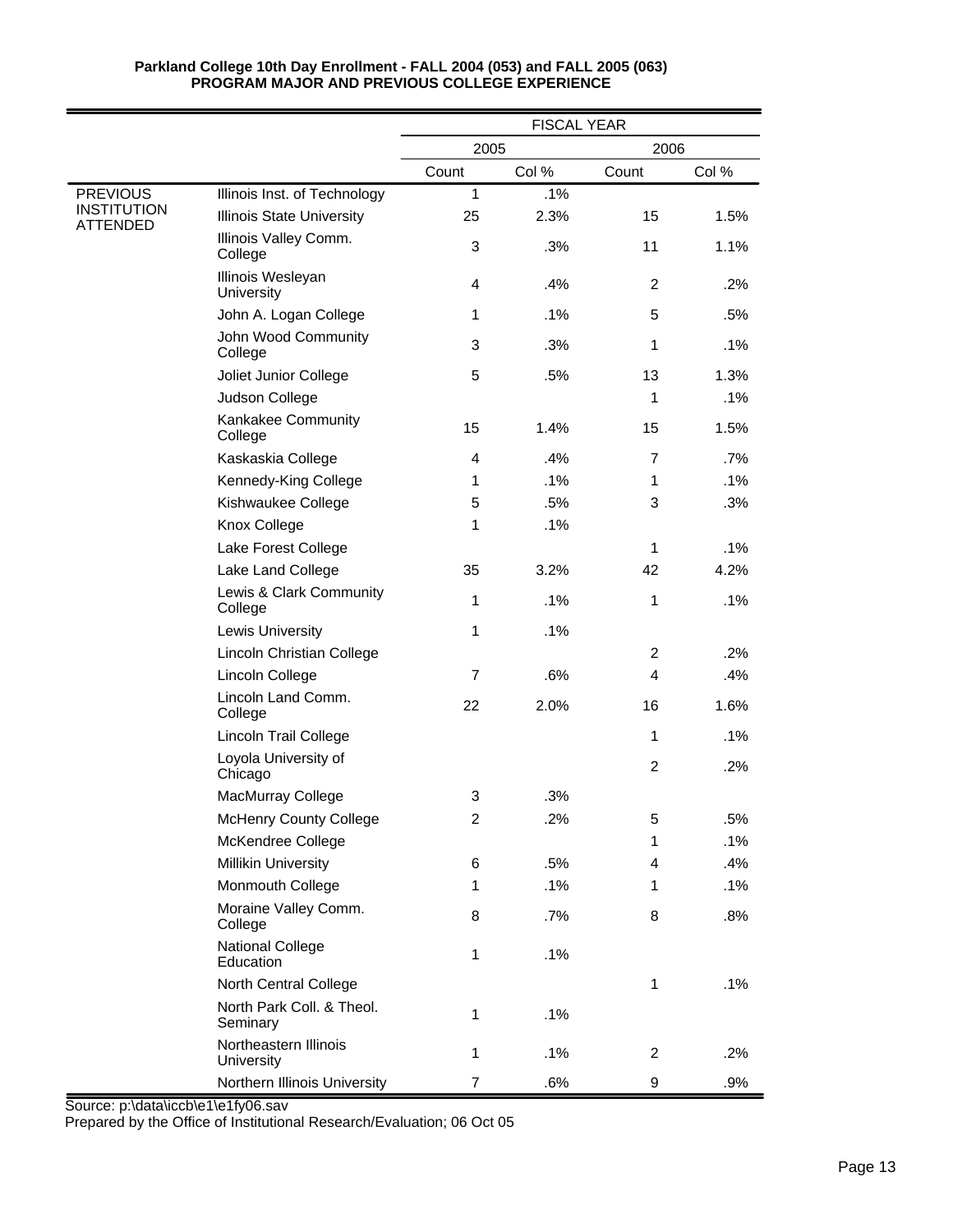**Parkland College 10th Day Enrollment - FALL 2004 (053) and FALL 2005 (063)**
**PROGRAM MAJOR AND PREVIOUS COLLEGE EXPERIENCE**

| | | FISCAL YEAR | | | |
|---|---|---|---|---|---|
| | | 2005 | | 2006 | |
| | | Count | Col % | Count | Col % |
| PREVIOUS INSTITUTION ATTENDED | Illinois Inst. of Technology | 1 | .1% | | |
| | Illinois State University | 25 | 2.3% | 15 | 1.5% |
| | Illinois Valley Comm. College | 3 | .3% | 11 | 1.1% |
| | Illinois Wesleyan University | 4 | .4% | 2 | .2% |
| | John A. Logan College | 1 | .1% | 5 | .5% |
| | John Wood Community College | 3 | .3% | 1 | .1% |
| | Joliet Junior College | 5 | .5% | 13 | 1.3% |
| | Judson College | | | 1 | .1% |
| | Kankakee Community College | 15 | 1.4% | 15 | 1.5% |
| | Kaskaskia College | 4 | .4% | 7 | .7% |
| | Kennedy-King College | 1 | .1% | 1 | .1% |
| | Kishwaukee College | 5 | .5% | 3 | .3% |
| | Knox College | 1 | .1% | | |
| | Lake Forest College | | | 1 | .1% |
| | Lake Land College | 35 | 3.2% | 42 | 4.2% |
| | Lewis & Clark Community College | 1 | .1% | 1 | .1% |
| | Lewis University | 1 | .1% | | |
| | Lincoln Christian College | | | 2 | .2% |
| | Lincoln College | 7 | .6% | 4 | .4% |
| | Lincoln Land Comm. College | 22 | 2.0% | 16 | 1.6% |
| | Lincoln Trail College | | | 1 | .1% |
| | Loyola University of Chicago | | | 2 | .2% |
| | MacMurray College | 3 | .3% | | |
| | McHenry County College | 2 | .2% | 5 | .5% |
| | McKendree College | | | 1 | .1% |
| | Millikin University | 6 | .5% | 4 | .4% |
| | Monmouth College | 1 | .1% | 1 | .1% |
| | Moraine Valley Comm. College | 8 | .7% | 8 | .8% |
| | National College Education | 1 | .1% | | |
| | North Central College | | | 1 | .1% |
| | North Park Coll. & Theol. Seminary | 1 | .1% | | |
| | Northeastern Illinois University | 1 | .1% | 2 | .2% |
| | Northern Illinois University | 7 | .6% | 9 | .9% |

Source: p:\data\iccb\e1\e1fy06.sav
Prepared by the Office of Institutional Research/Evaluation; 06 Oct 05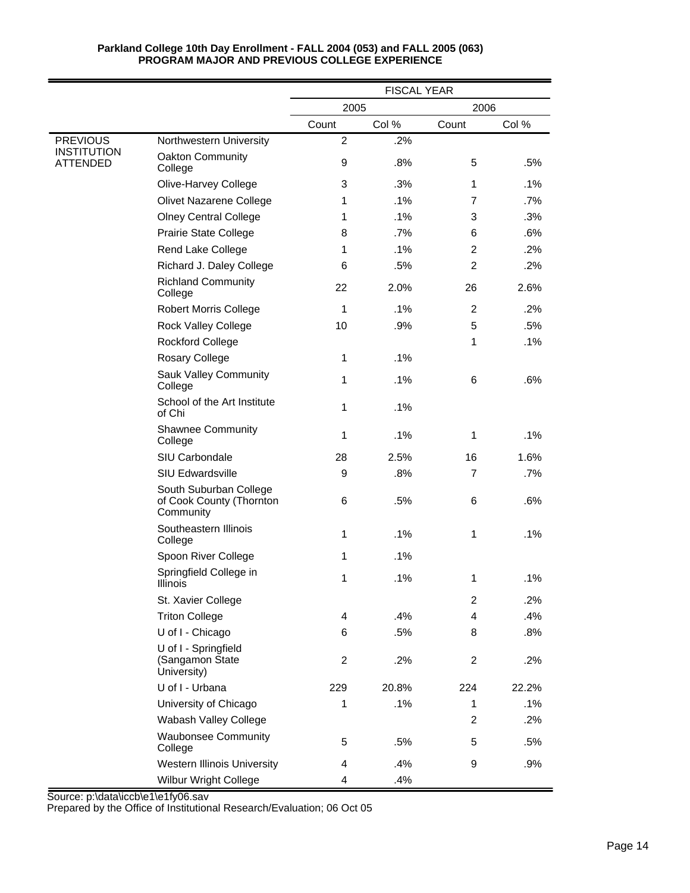**Parkland College 10th Day Enrollment - FALL 2004 (053) and FALL 2005 (063)**
**PROGRAM MAJOR AND PREVIOUS COLLEGE EXPERIENCE**

| | | FISCAL YEAR | | | |
|---|---|---|---|---|---|
| | | 2005 | | 2006 | |
| | | Count | Col % | Count | Col % |
| PREVIOUS INSTITUTION ATTENDED | Northwestern University | 2 | .2% | | |
| | Oakton Community College | 9 | .8% | 5 | .5% |
| | Olive-Harvey College | 3 | .3% | 1 | .1% |
| | Olivet Nazarene College | 1 | .1% | 7 | .7% |
| | Olney Central College | 1 | .1% | 3 | .3% |
| | Prairie State College | 8 | .7% | 6 | .6% |
| | Rend Lake College | 1 | .1% | 2 | .2% |
| | Richard J. Daley College | 6 | .5% | 2 | .2% |
| | Richland Community College | 22 | 2.0% | 26 | 2.6% |
| | Robert Morris College | 1 | .1% | 2 | .2% |
| | Rock Valley College | 10 | .9% | 5 | .5% |
| | Rockford College | | | 1 | .1% |
| | Rosary College | 1 | .1% | | |
| | Sauk Valley Community College | 1 | .1% | 6 | .6% |
| | School of the Art Institute of Chi | 1 | .1% | | |
| | Shawnee Community College | 1 | .1% | 1 | .1% |
| | SIU Carbondale | 28 | 2.5% | 16 | 1.6% |
| | SIU Edwardsville | 9 | .8% | 7 | .7% |
| | South Suburban College of Cook County (Thornton Community | 6 | .5% | 6 | .6% |
| | Southeastern Illinois College | 1 | .1% | 1 | .1% |
| | Spoon River College | 1 | .1% | | |
| | Springfield College in Illinois | 1 | .1% | 1 | .1% |
| | St. Xavier College | | | 2 | .2% |
| | Triton College | 4 | .4% | 4 | .4% |
| | U of I - Chicago | 6 | .5% | 8 | .8% |
| | U of I - Springfield (Sangamon State University) | 2 | .2% | 2 | .2% |
| | U of I - Urbana | 229 | 20.8% | 224 | 22.2% |
| | University of Chicago | 1 | .1% | 1 | .1% |
| | Wabash Valley College | | | 2 | .2% |
| | Waubonsee Community College | 5 | .5% | 5 | .5% |
| | Western Illinois University | 4 | .4% | 9 | .9% |
| | Wilbur Wright College | 4 | .4% | | |

Source: p:\data\iccb\e1\e1fy06.sav
Prepared by the Office of Institutional Research/Evaluation; 06 Oct 05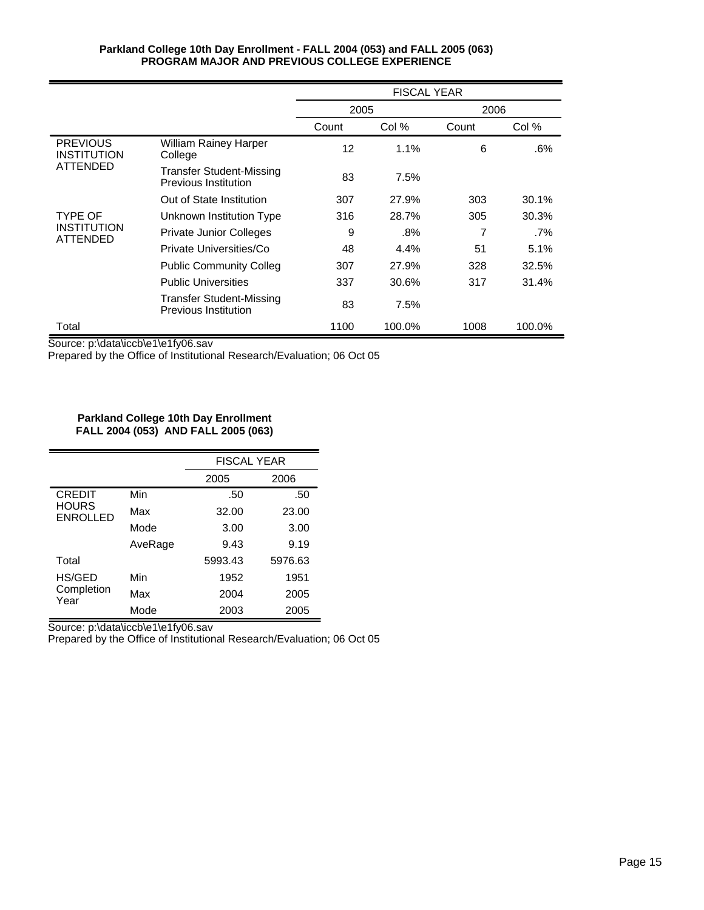**Parkland College 10th Day Enrollment - FALL 2004 (053) and FALL 2005 (063)**
**PROGRAM MAJOR AND PREVIOUS COLLEGE EXPERIENCE**

| | | FISCAL YEAR | | | |
|---|---|---|---|---|---|
| | | 2005 | | 2006 | |
| | | Count | Col % | Count | Col % |
| PREVIOUS INSTITUTION ATTENDED | William Rainey Harper College | 12 | 1.1% | 6 | .6% |
| | Transfer Student-Missing Previous Institution | 83 | 7.5% | | |
| TYPE OF INSTITUTION ATTENDED | Out of State Institution | 307 | 27.9% | 303 | 30.1% |
| | Unknown Institution Type | 316 | 28.7% | 305 | 30.3% |
| | Private Junior Colleges | 9 | .8% | 7 | .7% |
| | Private Universities/Co | 48 | 4.4% | 51 | 5.1% |
| | Public Community Colleg | 307 | 27.9% | 328 | 32.5% |
| | Public Universities | 337 | 30.6% | 317 | 31.4% |
| | Transfer Student-Missing Previous Institution | 83 | 7.5% | | |
| Total | | 1100 | 100.0% | 1008 | 100.0% |

Source: p:\data\iccb\e1\e1fy06.sav
Prepared by the Office of Institutional Research/Evaluation; 06 Oct 05

**Parkland College 10th Day Enrollment**
**FALL 2004 (053) AND FALL 2005 (063)**

| | | FISCAL YEAR | |
|---|---|---|---|
| | | 2005 | 2006 |
| CREDIT HOURS ENROLLED | Min | .50 | .50 |
| | Max | 32.00 | 23.00 |
| | Mode | 3.00 | 3.00 |
| | AveRage | 9.43 | 9.19 |
| Total | | 5993.43 | 5976.63 |
| HS/GED Completion Year | Min | 1952 | 1951 |
| | Max | 2004 | 2005 |
| | Mode | 2003 | 2005 |

Source: p:\data\iccb\e1\e1fy06.sav
Prepared by the Office of Institutional Research/Evaluation; 06 Oct 05